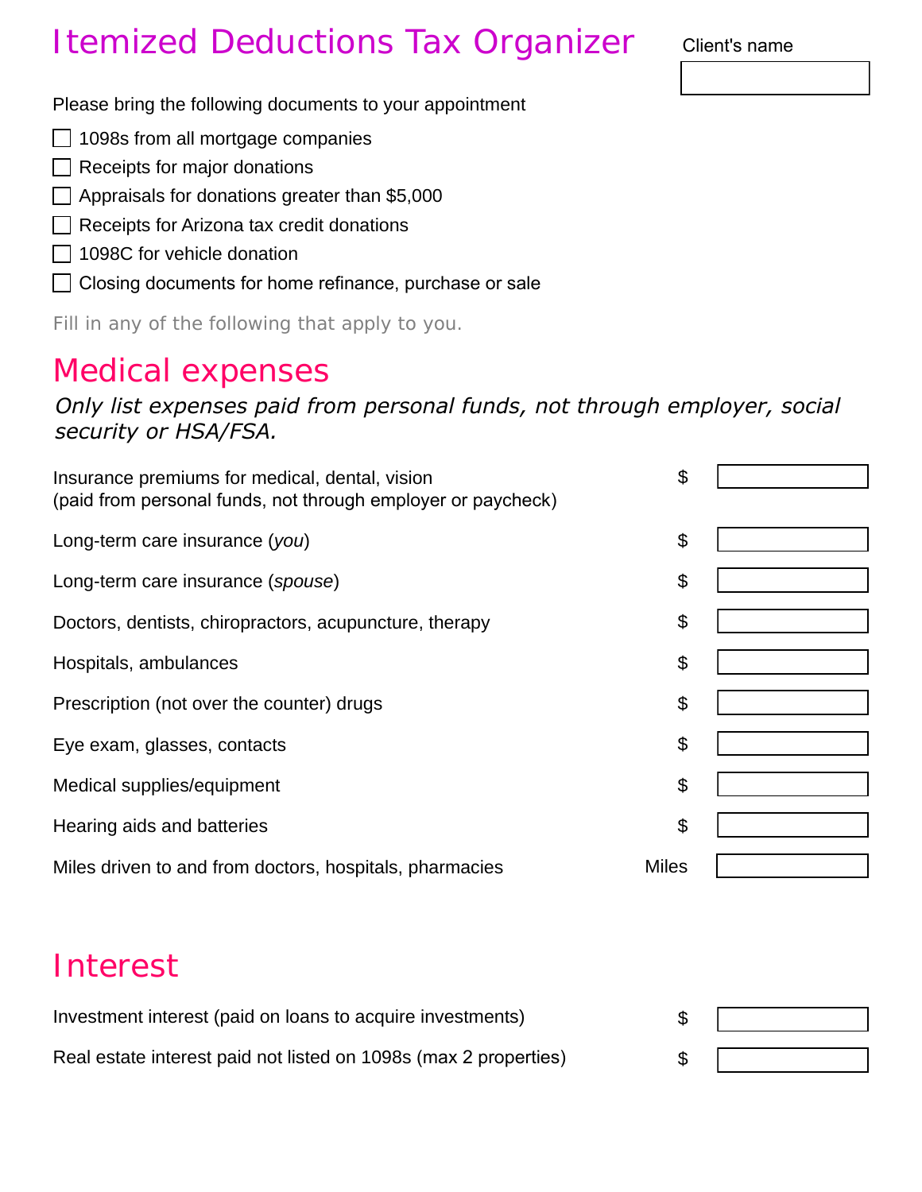# Itemized Deductions Tax Organizer

Client's name: ____________

Please bring the following documents to your appointment

- [ ] 1098s from all mortgage companies
- [ ] Receipts for major donations
- [ ] Appraisals for donations greater than $5,000
- [ ] Receipts for Arizona tax credit donations
- [ ] 1098C for vehicle donation
- [ ] Closing documents for home refinance, purchase or sale

Fill in any of the following that apply to you.

## Medical expenses

*Only list expenses paid from personal funds, not through employer, social security or HSA/FSA.*

| | | |
|---|---|---|
| Insurance premiums for medical, dental, vision (paid from personal funds, not through employer or paycheck) | $ | |
| Long-term care insurance (*you*) | $ | |
| Long-term care insurance (*spouse*) | $ | |
| Doctors, dentists, chiropractors, acupuncture, therapy | $ | |
| Hospitals, ambulances | $ | |
| Prescription (not over the counter) drugs | $ | |
| Eye exam, glasses, contacts | $ | |
| Medical supplies/equipment | $ | |
| Hearing aids and batteries | $ | |
| Miles driven to and from doctors, hospitals, pharmacies | Miles | |

## Interest

| | | |
|---|---|---|
| Investment interest (paid on loans to acquire investments) | $ | |
| Real estate interest paid not listed on 1098s (max 2 properties) | $ | |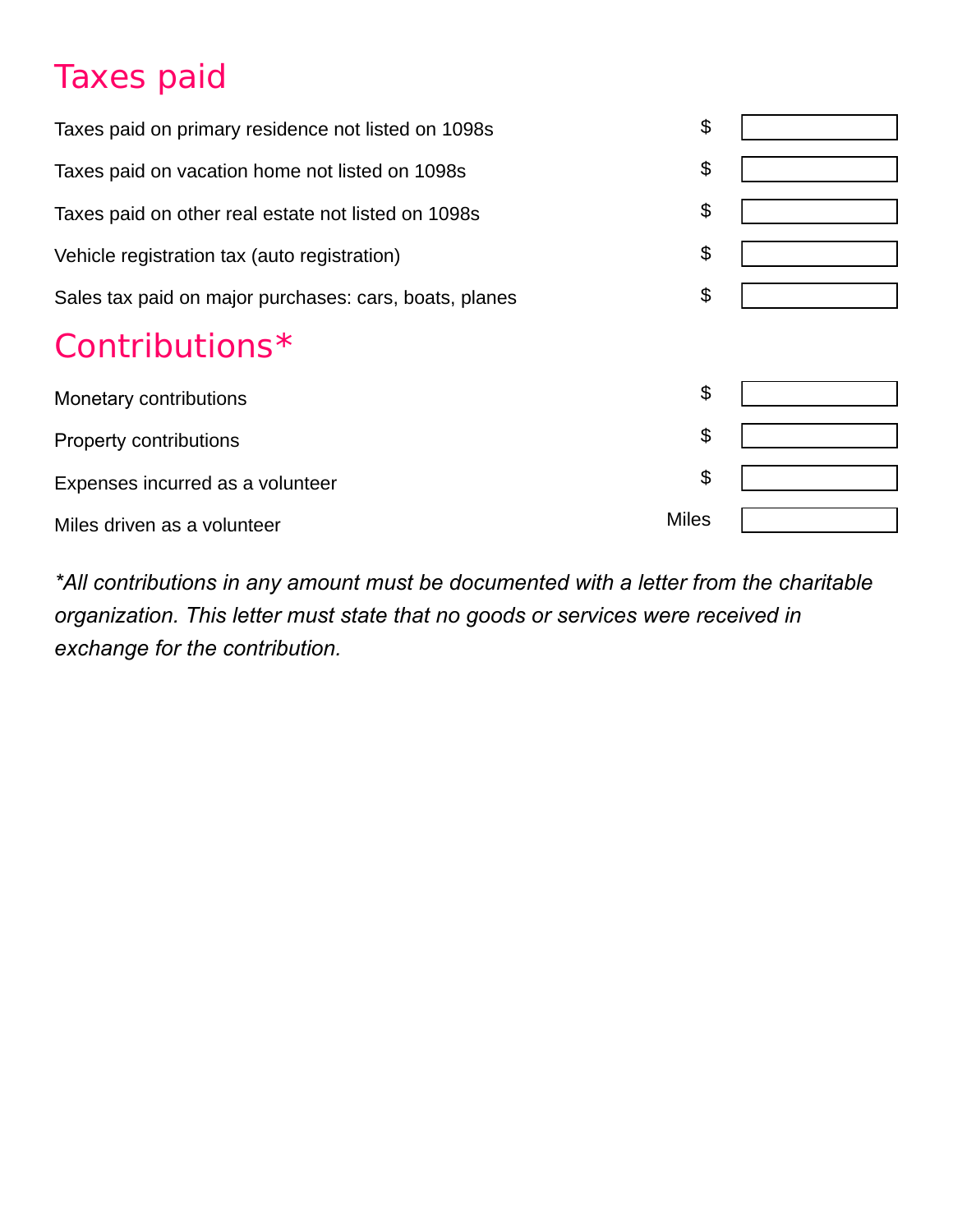# Taxes paid

| | | |
|---|---|---|
| Taxes paid on primary residence not listed on 1098s | $ | |
| Taxes paid on vacation home not listed on 1098s | $ | |
| Taxes paid on other real estate not listed on 1098s | $ | |
| Vehicle registration tax (auto registration) | $ | |
| Sales tax paid on major purchases: cars, boats, planes | $ | |

# Contributions*

| | | |
|---|---|---|
| Monetary contributions | $ | |
| Property contributions | $ | |
| Expenses incurred as a volunteer | $ | |
| Miles driven as a volunteer | Miles | |

*\*All contributions in any amount must be documented with a letter from the charitable organization. This letter must state that no goods or services were received in exchange for the contribution.*